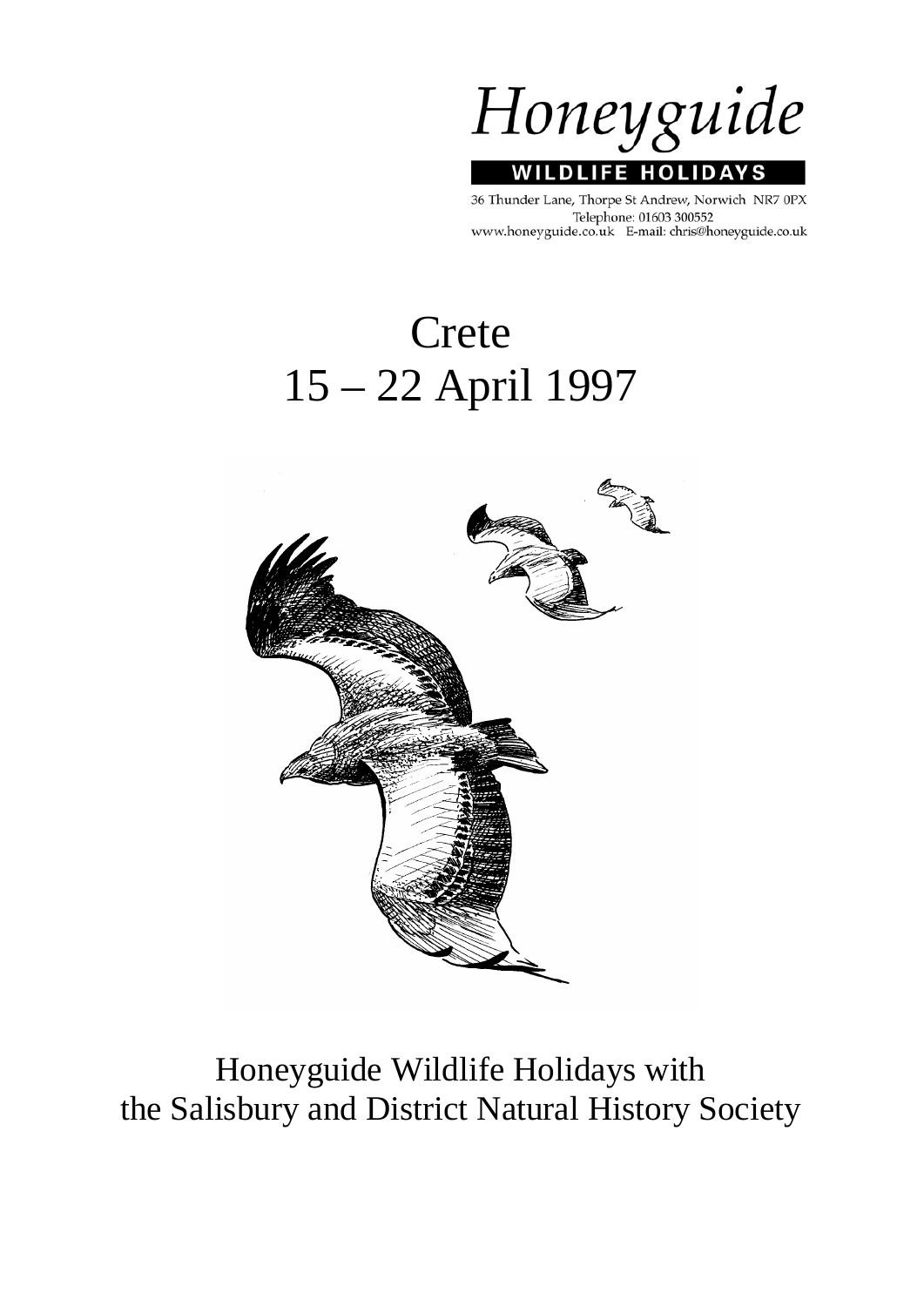# Honeyguide

**WILDLIFE HOLIDAYS**

36 Thunder Lane, Thorpe St Andrew, Norwich NR7 0PX
Telephone: 01603 300552
www.honeyguide.co.uk E-mail: chris@honeyguide.co.uk

# Crete
# 15 – 22 April 1997

Honeyguide Wildlife Holidays with the Salisbury and District Natural History Society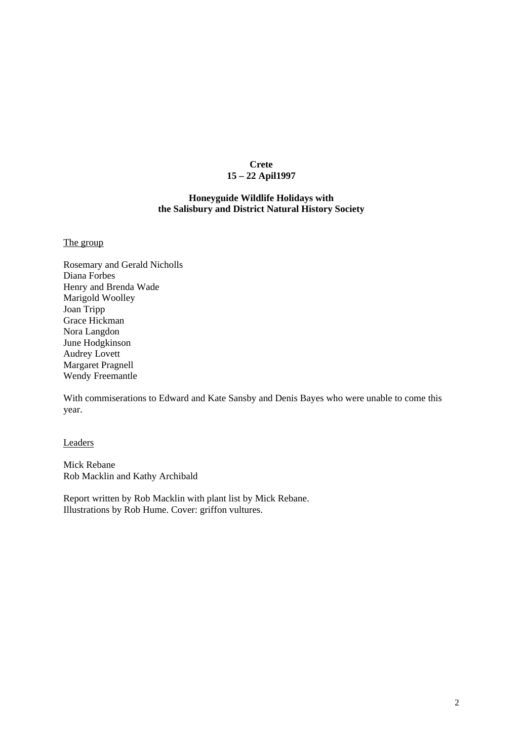**Crete**
**15 – 22 Apil1997**

**Honeyguide Wildlife Holidays with**
**the Salisbury and District Natural History Society**

The group

Rosemary and Gerald Nicholls
Diana Forbes
Henry and Brenda Wade
Marigold Woolley
Joan Tripp
Grace Hickman
Nora Langdon
June Hodgkinson
Audrey Lovett
Margaret Pragnell
Wendy Freemantle

With commiserations to Edward and Kate Sansby and Denis Bayes who were unable to come this year.

Leaders

Mick Rebane
Rob Macklin and Kathy Archibald

Report written by Rob Macklin with plant list by Mick Rebane.
Illustrations by Rob Hume. Cover: griffon vultures.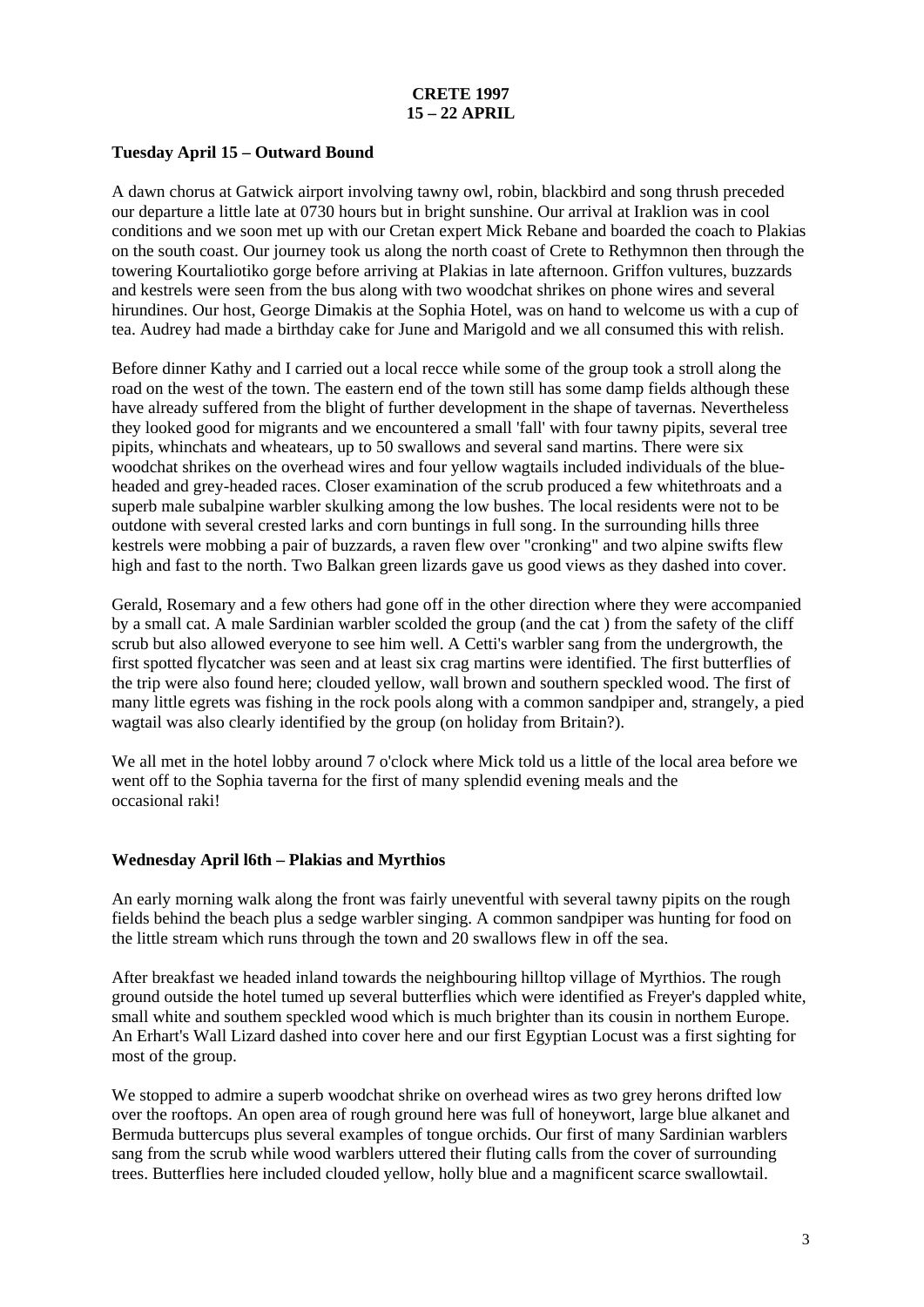**CRETE 1997**
**15 – 22 APRIL**

**Tuesday April 15 – Outward Bound**

A dawn chorus at Gatwick airport involving tawny owl, robin, blackbird and song thrush preceded our departure a little late at 0730 hours but in bright sunshine. Our arrival at Iraklion was in cool conditions and we soon met up with our Cretan expert Mick Rebane and boarded the coach to Plakias on the south coast. Our journey took us along the north coast of Crete to Rethymnon then through the towering Kourtaliotiko gorge before arriving at Plakias in late afternoon. Griffon vultures, buzzards and kestrels were seen from the bus along with two woodchat shrikes on phone wires and several hirundines. Our host, George Dimakis at the Sophia Hotel, was on hand to welcome us with a cup of tea. Audrey had made a birthday cake for June and Marigold and we all consumed this with relish.

Before dinner Kathy and I carried out a local recce while some of the group took a stroll along the road on the west of the town. The eastern end of the town still has some damp fields although these have already suffered from the blight of further development in the shape of tavernas. Nevertheless they looked good for migrants and we encountered a small 'fall' with four tawny pipits, several tree pipits, whinchats and wheatears, up to 50 swallows and several sand martins. There were six woodchat shrikes on the overhead wires and four yellow wagtails included individuals of the blue-headed and grey-headed races. Closer examination of the scrub produced a few whitethroats and a superb male subalpine warbler skulking among the low bushes. The local residents were not to be outdone with several crested larks and corn buntings in full song. In the surrounding hills three kestrels were mobbing a pair of buzzards, a raven flew over "cronking" and two alpine swifts flew high and fast to the north. Two Balkan green lizards gave us good views as they dashed into cover.

Gerald, Rosemary and a few others had gone off in the other direction where they were accompanied by a small cat. A male Sardinian warbler scolded the group (and the cat ) from the safety of the cliff scrub but also allowed everyone to see him well. A Cetti's warbler sang from the undergrowth, the first spotted flycatcher was seen and at least six crag martins were identified. The first butterflies of the trip were also found here; clouded yellow, wall brown and southern speckled wood. The first of many little egrets was fishing in the rock pools along with a common sandpiper and, strangely, a pied wagtail was also clearly identified by the group (on holiday from Britain?).

We all met in the hotel lobby around 7 o'clock where Mick told us a little of the local area before we went off to the Sophia taverna for the first of many splendid evening meals and the occasional raki!

**Wednesday April l6th – Plakias and Myrthios**

An early morning walk along the front was fairly uneventful with several tawny pipits on the rough fields behind the beach plus a sedge warbler singing. A common sandpiper was hunting for food on the little stream which runs through the town and 20 swallows flew in off the sea.

After breakfast we headed inland towards the neighbouring hilltop village of Myrthios. The rough ground outside the hotel tumed up several butterflies which were identified as Freyer's dappled white, small white and southem speckled wood which is much brighter than its cousin in northem Europe. An Erhart's Wall Lizard dashed into cover here and our first Egyptian Locust was a first sighting for most of the group.

We stopped to admire a superb woodchat shrike on overhead wires as two grey herons drifted low over the rooftops. An open area of rough ground here was full of honeywort, large blue alkanet and Bermuda buttercups plus several examples of tongue orchids. Our first of many Sardinian warblers sang from the scrub while wood warblers uttered their fluting calls from the cover of surrounding trees. Butterflies here included clouded yellow, holly blue and a magnificent scarce swallowtail.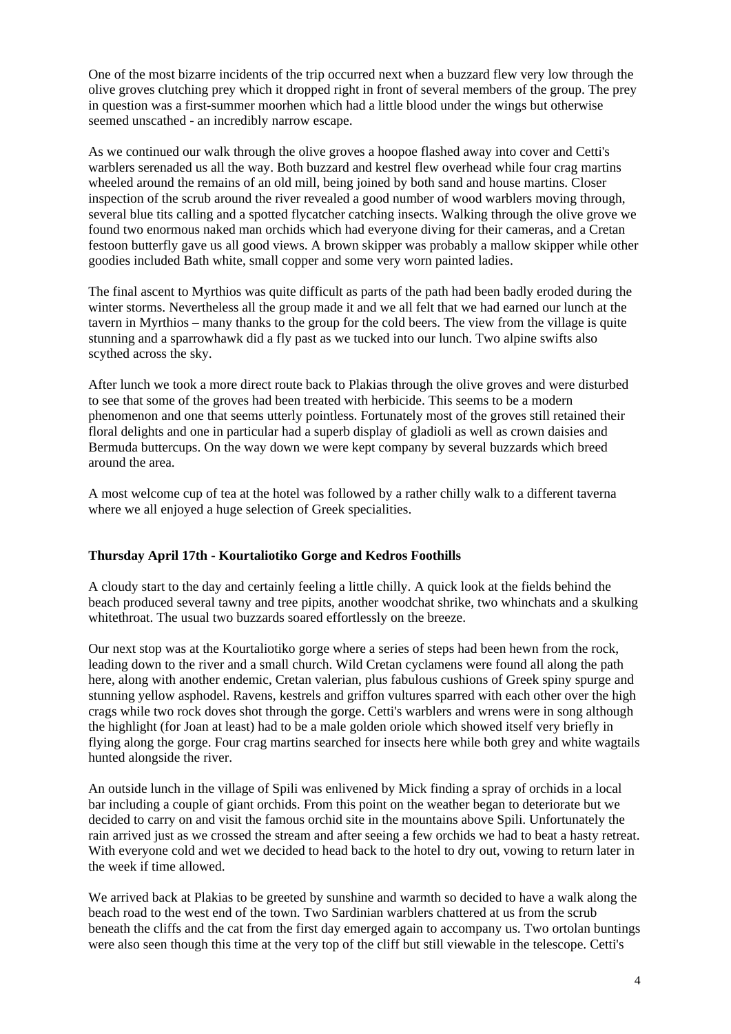One of the most bizarre incidents of the trip occurred next when a buzzard flew very low through the olive groves clutching prey which it dropped right in front of several members of the group. The prey in question was a first-summer moorhen which had a little blood under the wings but otherwise seemed unscathed - an incredibly narrow escape.

As we continued our walk through the olive groves a hoopoe flashed away into cover and Cetti's warblers serenaded us all the way. Both buzzard and kestrel flew overhead while four crag martins wheeled around the remains of an old mill, being joined by both sand and house martins. Closer inspection of the scrub around the river revealed a good number of wood warblers moving through, several blue tits calling and a spotted flycatcher catching insects. Walking through the olive grove we found two enormous naked man orchids which had everyone diving for their cameras, and a Cretan festoon butterfly gave us all good views. A brown skipper was probably a mallow skipper while other goodies included Bath white, small copper and some very worn painted ladies.

The final ascent to Myrthios was quite difficult as parts of the path had been badly eroded during the winter storms. Nevertheless all the group made it and we all felt that we had earned our lunch at the tavern in Myrthios – many thanks to the group for the cold beers. The view from the village is quite stunning and a sparrowhawk did a fly past as we tucked into our lunch. Two alpine swifts also scythed across the sky.

After lunch we took a more direct route back to Plakias through the olive groves and were disturbed to see that some of the groves had been treated with herbicide. This seems to be a modern phenomenon and one that seems utterly pointless. Fortunately most of the groves still retained their floral delights and one in particular had a superb display of gladioli as well as crown daisies and Bermuda buttercups. On the way down we were kept company by several buzzards which breed around the area.

A most welcome cup of tea at the hotel was followed by a rather chilly walk to a different taverna where we all enjoyed a huge selection of Greek specialities.

**Thursday April 17th - Kourtaliotiko Gorge and Kedros Foothills**

A cloudy start to the day and certainly feeling a little chilly. A quick look at the fields behind the beach produced several tawny and tree pipits, another woodchat shrike, two whinchats and a skulking whitethroat. The usual two buzzards soared effortlessly on the breeze.

Our next stop was at the Kourtaliotiko gorge where a series of steps had been hewn from the rock, leading down to the river and a small church. Wild Cretan cyclamens were found all along the path here, along with another endemic, Cretan valerian, plus fabulous cushions of Greek spiny spurge and stunning yellow asphodel. Ravens, kestrels and griffon vultures sparred with each other over the high crags while two rock doves shot through the gorge. Cetti's warblers and wrens were in song although the highlight (for Joan at least) had to be a male golden oriole which showed itself very briefly in flying along the gorge. Four crag martins searched for insects here while both grey and white wagtails hunted alongside the river.

An outside lunch in the village of Spili was enlivened by Mick finding a spray of orchids in a local bar including a couple of giant orchids. From this point on the weather began to deteriorate but we decided to carry on and visit the famous orchid site in the mountains above Spili. Unfortunately the rain arrived just as we crossed the stream and after seeing a few orchids we had to beat a hasty retreat. With everyone cold and wet we decided to head back to the hotel to dry out, vowing to return later in the week if time allowed.

We arrived back at Plakias to be greeted by sunshine and warmth so decided to have a walk along the beach road to the west end of the town. Two Sardinian warblers chattered at us from the scrub beneath the cliffs and the cat from the first day emerged again to accompany us. Two ortolan buntings were also seen though this time at the very top of the cliff but still viewable in the telescope. Cetti's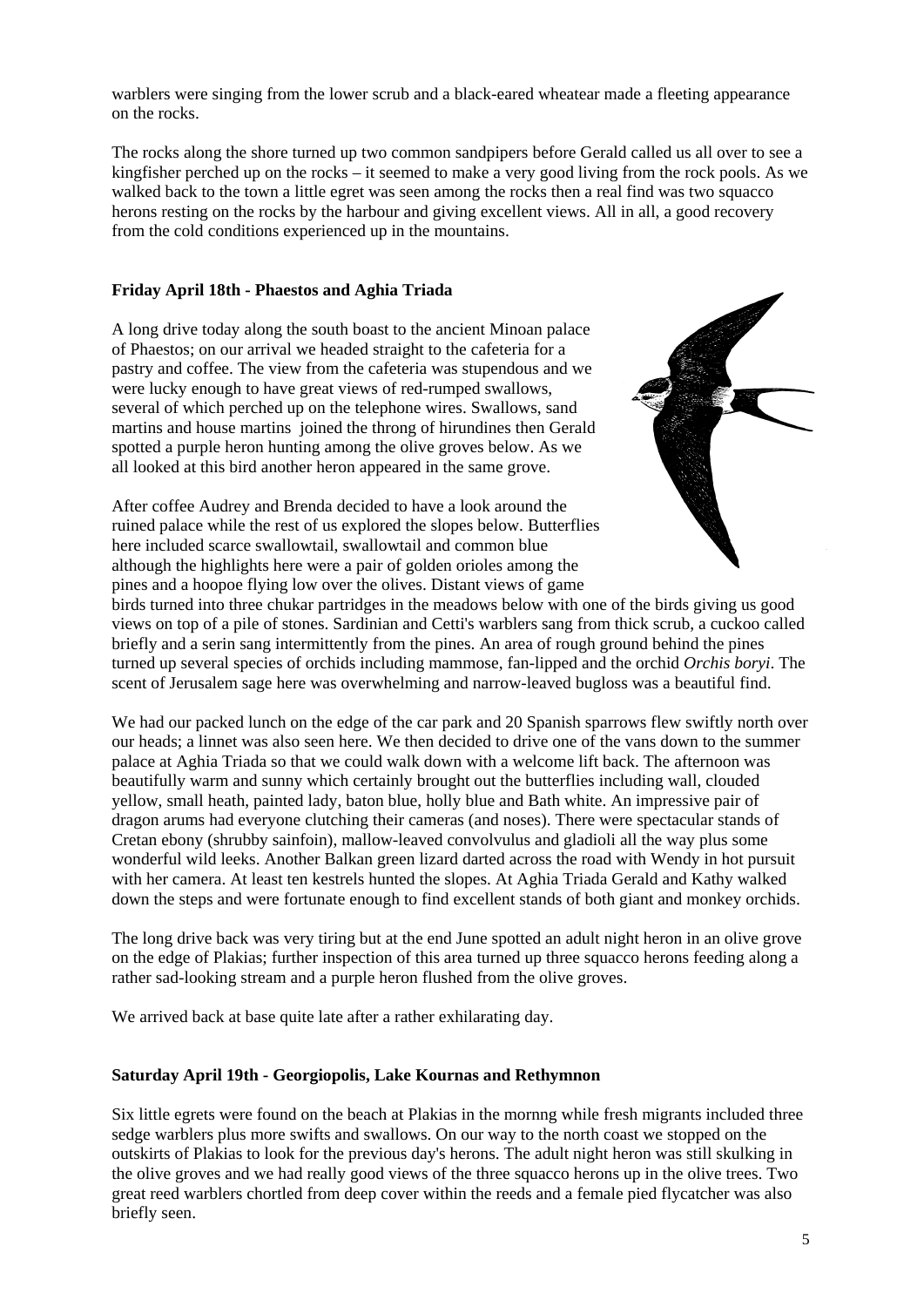warblers were singing from the lower scrub and a black-eared wheatear made a fleeting appearance on the rocks.

The rocks along the shore turned up two common sandpipers before Gerald called us all over to see a kingfisher perched up on the rocks – it seemed to make a very good living from the rock pools. As we walked back to the town a little egret was seen among the rocks then a real find was two squacco herons resting on the rocks by the harbour and giving excellent views. All in all, a good recovery from the cold conditions experienced up in the mountains.

**Friday April 18th - Phaestos and Aghia Triada**

A long drive today along the south boast to the ancient Minoan palace of Phaestos; on our arrival we headed straight to the cafeteria for a pastry and coffee. The view from the cafeteria was stupendous and we were lucky enough to have great views of red-rumped swallows, several of which perched up on the telephone wires. Swallows, sand martins and house martins joined the throng of hirundines then Gerald spotted a purple heron hunting among the olive groves below. As we all looked at this bird another heron appeared in the same grove.

After coffee Audrey and Brenda decided to have a look around the ruined palace while the rest of us explored the slopes below. Butterflies here included scarce swallowtail, swallowtail and common blue although the highlights here were a pair of golden orioles among the pines and a hoopoe flying low over the olives. Distant views of game birds turned into three chukar partridges in the meadows below with one of the birds giving us good views on top of a pile of stones. Sardinian and Cetti's warblers sang from thick scrub, a cuckoo called briefly and a serin sang intermittently from the pines. An area of rough ground behind the pines turned up several species of orchids including mammose, fan-lipped and the orchid *Orchis boryi*. The scent of Jerusalem sage here was overwhelming and narrow-leaved bugloss was a beautiful find.

We had our packed lunch on the edge of the car park and 20 Spanish sparrows flew swiftly north over our heads; a linnet was also seen here. We then decided to drive one of the vans down to the summer palace at Aghia Triada so that we could walk down with a welcome lift back. The afternoon was beautifully warm and sunny which certainly brought out the butterflies including wall, clouded yellow, small heath, painted lady, baton blue, holly blue and Bath white. An impressive pair of dragon arums had everyone clutching their cameras (and noses). There were spectacular stands of Cretan ebony (shrubby sainfoin), mallow-leaved convolvulus and gladioli all the way plus some wonderful wild leeks. Another Balkan green lizard darted across the road with Wendy in hot pursuit with her camera. At least ten kestrels hunted the slopes. At Aghia Triada Gerald and Kathy walked down the steps and were fortunate enough to find excellent stands of both giant and monkey orchids.

The long drive back was very tiring but at the end June spotted an adult night heron in an olive grove on the edge of Plakias; further inspection of this area turned up three squacco herons feeding along a rather sad-looking stream and a purple heron flushed from the olive groves.

We arrived back at base quite late after a rather exhilarating day.

**Saturday April 19th - Georgiopolis, Lake Kournas and Rethymnon**

Six little egrets were found on the beach at Plakias in the mornng while fresh migrants included three sedge warblers plus more swifts and swallows. On our way to the north coast we stopped on the outskirts of Plakias to look for the previous day's herons. The adult night heron was still skulking in the olive groves and we had really good views of the three squacco herons up in the olive trees. Two great reed warblers chortled from deep cover within the reeds and a female pied flycatcher was also briefly seen.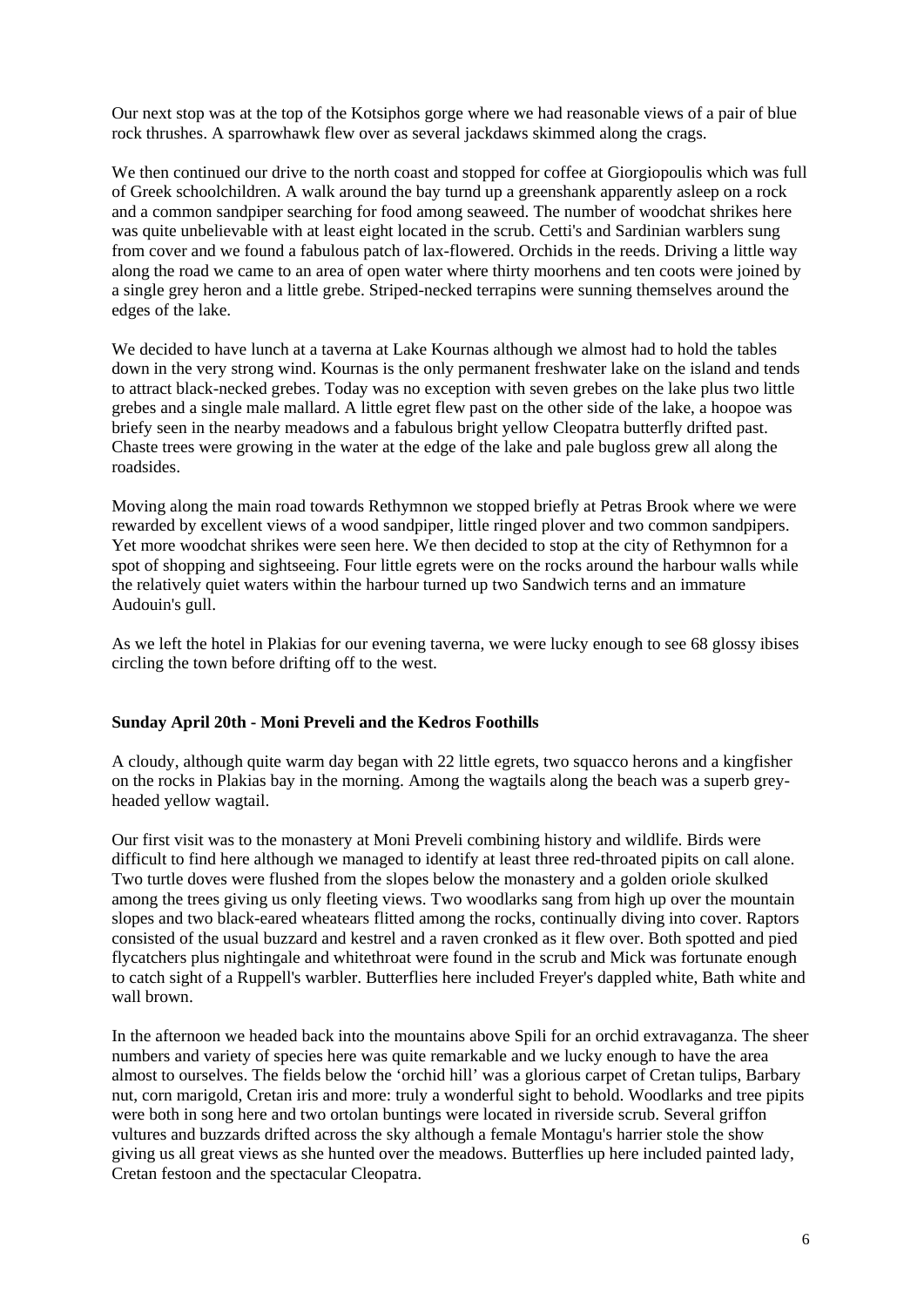Our next stop was at the top of the Kotsiphos gorge where we had reasonable views of a pair of blue rock thrushes. A sparrowhawk flew over as several jackdaws skimmed along the crags.

We then continued our drive to the north coast and stopped for coffee at Giorgiopoulis which was full of Greek schoolchildren. A walk around the bay turnd up a greenshank apparently asleep on a rock and a common sandpiper searching for food among seaweed. The number of woodchat shrikes here was quite unbelievable with at least eight located in the scrub. Cetti's and Sardinian warblers sung from cover and we found a fabulous patch of lax-flowered. Orchids in the reeds. Driving a little way along the road we came to an area of open water where thirty moorhens and ten coots were joined by a single grey heron and a little grebe. Striped-necked terrapins were sunning themselves around the edges of the lake.

We decided to have lunch at a taverna at Lake Kournas although we almost had to hold the tables down in the very strong wind. Kournas is the only permanent freshwater lake on the island and tends to attract black-necked grebes. Today was no exception with seven grebes on the lake plus two little grebes and a single male mallard. A little egret flew past on the other side of the lake, a hoopoe was briefy seen in the nearby meadows and a fabulous bright yellow Cleopatra butterfly drifted past. Chaste trees were growing in the water at the edge of the lake and pale bugloss grew all along the roadsides.

Moving along the main road towards Rethymnon we stopped briefly at Petras Brook where we were rewarded by excellent views of a wood sandpiper, little ringed plover and two common sandpipers. Yet more woodchat shrikes were seen here. We then decided to stop at the city of Rethymnon for a spot of shopping and sightseeing. Four little egrets were on the rocks around the harbour walls while the relatively quiet waters within the harbour turned up two Sandwich terns and an immature Audouin's gull.

As we left the hotel in Plakias for our evening taverna, we were lucky enough to see 68 glossy ibises circling the town before drifting off to the west.

**Sunday April 20th - Moni Preveli and the Kedros Foothills**

A cloudy, although quite warm day began with 22 little egrets, two squacco herons and a kingfisher on the rocks in Plakias bay in the morning. Among the wagtails along the beach was a superb grey-headed yellow wagtail.

Our first visit was to the monastery at Moni Preveli combining history and wildlife. Birds were difficult to find here although we managed to identify at least three red-throated pipits on call alone. Two turtle doves were flushed from the slopes below the monastery and a golden oriole skulked among the trees giving us only fleeting views. Two woodlarks sang from high up over the mountain slopes and two black-eared wheatears flitted among the rocks, continually diving into cover. Raptors consisted of the usual buzzard and kestrel and a raven cronked as it flew over. Both spotted and pied flycatchers plus nightingale and whitethroat were found in the scrub and Mick was fortunate enough to catch sight of a Ruppell's warbler. Butterflies here included Freyer's dappled white, Bath white and wall brown.

In the afternoon we headed back into the mountains above Spili for an orchid extravaganza. The sheer numbers and variety of species here was quite remarkable and we lucky enough to have the area almost to ourselves. The fields below the 'orchid hill' was a glorious carpet of Cretan tulips, Barbary nut, corn marigold, Cretan iris and more: truly a wonderful sight to behold. Woodlarks and tree pipits were both in song here and two ortolan buntings were located in riverside scrub. Several griffon vultures and buzzards drifted across the sky although a female Montagu's harrier stole the show giving us all great views as she hunted over the meadows. Butterflies up here included painted lady, Cretan festoon and the spectacular Cleopatra.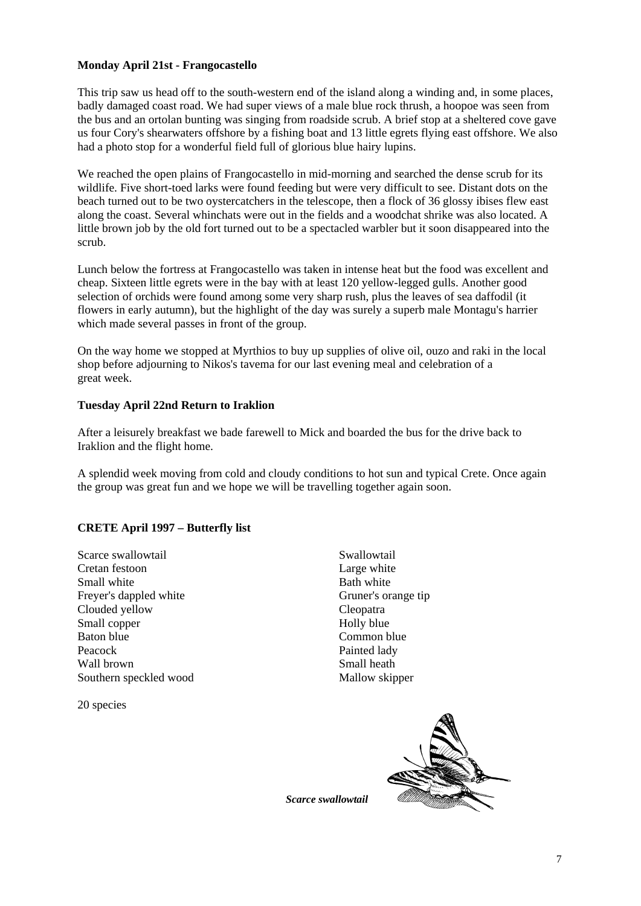**Monday April 21st - Frangocastello**

This trip saw us head off to the south-western end of the island along a winding and, in some places, badly damaged coast road. We had super views of a male blue rock thrush, a hoopoe was seen from the bus and an ortolan bunting was singing from roadside scrub. A brief stop at a sheltered cove gave us four Cory's shearwaters offshore by a fishing boat and 13 little egrets flying east offshore. We also had a photo stop for a wonderful field full of glorious blue hairy lupins.

We reached the open plains of Frangocastello in mid-morning and searched the dense scrub for its wildlife. Five short-toed larks were found feeding but were very difficult to see. Distant dots on the beach turned out to be two oystercatchers in the telescope, then a flock of 36 glossy ibises flew east along the coast. Several whinchats were out in the fields and a woodchat shrike was also located. A little brown job by the old fort turned out to be a spectacled warbler but it soon disappeared into the scrub.

Lunch below the fortress at Frangocastello was taken in intense heat but the food was excellent and cheap. Sixteen little egrets were in the bay with at least 120 yellow-legged gulls. Another good selection of orchids were found among some very sharp rush, plus the leaves of sea daffodil (it flowers in early autumn), but the highlight of the day was surely a superb male Montagu's harrier which made several passes in front of the group.

On the way home we stopped at Myrthios to buy up supplies of olive oil, ouzo and raki in the local shop before adjourning to Nikos's tavema for our last evening meal and celebration of a great week.

**Tuesday April 22nd Return to Iraklion**

After a leisurely breakfast we bade farewell to Mick and boarded the bus for the drive back to Iraklion and the flight home.

A splendid week moving from cold and cloudy conditions to hot sun and typical Crete. Once again the group was great fun and we hope we will be travelling together again soon.

**CRETE April 1997 – Butterfly list**

Scarce swallowtail
Swallowtail
Cretan festoon
Large white
Small white
Bath white
Freyer's dappled white
Gruner's orange tip
Clouded yellow
Cleopatra
Small copper
Holly blue
Baton blue
Common blue
Peacock
Painted lady
Wall brown
Small heath
Southern speckled wood
Mallow skipper

20 species

*Scarce swallowtail*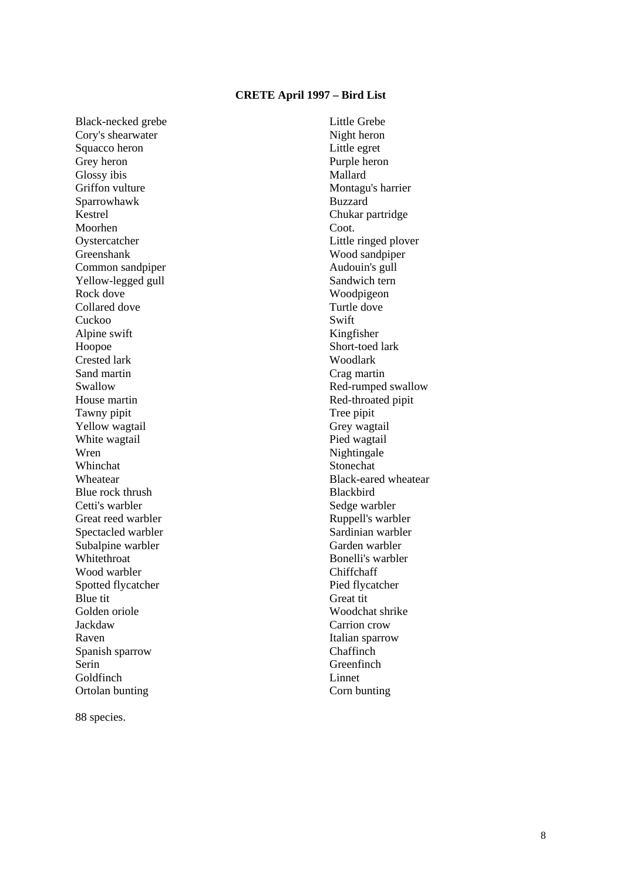**CRETE April 1997 – Bird List**

Black-necked grebe
Little Grebe
Cory's shearwater
Night heron
Squacco heron
Little egret
Grey heron
Purple heron
Glossy ibis
Mallard
Griffon vulture
Montagu's harrier
Sparrowhawk
Buzzard
Kestrel
Chukar partridge
Moorhen
Coot.
Oystercatcher
Little ringed plover
Greenshank
Wood sandpiper
Common sandpiper
Audouin's gull
Yellow-legged gull
Sandwich tern
Rock dove
Woodpigeon
Collared dove
Turtle dove
Cuckoo
Swift
Alpine swift
Kingfisher
Hoopoe
Short-toed lark
Crested lark
Woodlark
Sand martin
Crag martin
Swallow
Red-rumped swallow
House martin
Red-throated pipit
Tawny pipit
Tree pipit
Yellow wagtail
Grey wagtail
White wagtail
Pied wagtail
Wren
Nightingale
Whinchat
Stonechat
Wheatear
Black-eared wheatear
Blue rock thrush
Blackbird
Cetti's warbler
Sedge warbler
Great reed warbler
Ruppell's warbler
Spectacled warbler
Sardinian warbler
Subalpine warbler
Garden warbler
Whitethroat
Bonelli's warbler
Wood warbler
Chiffchaff
Spotted flycatcher
Pied flycatcher
Blue tit
Great tit
Golden oriole
Woodchat shrike
Jackdaw
Carrion crow
Raven
Italian sparrow
Spanish sparrow
Chaffinch
Serin
Greenfinch
Goldfinch
Linnet
Ortolan bunting
Corn bunting

88 species.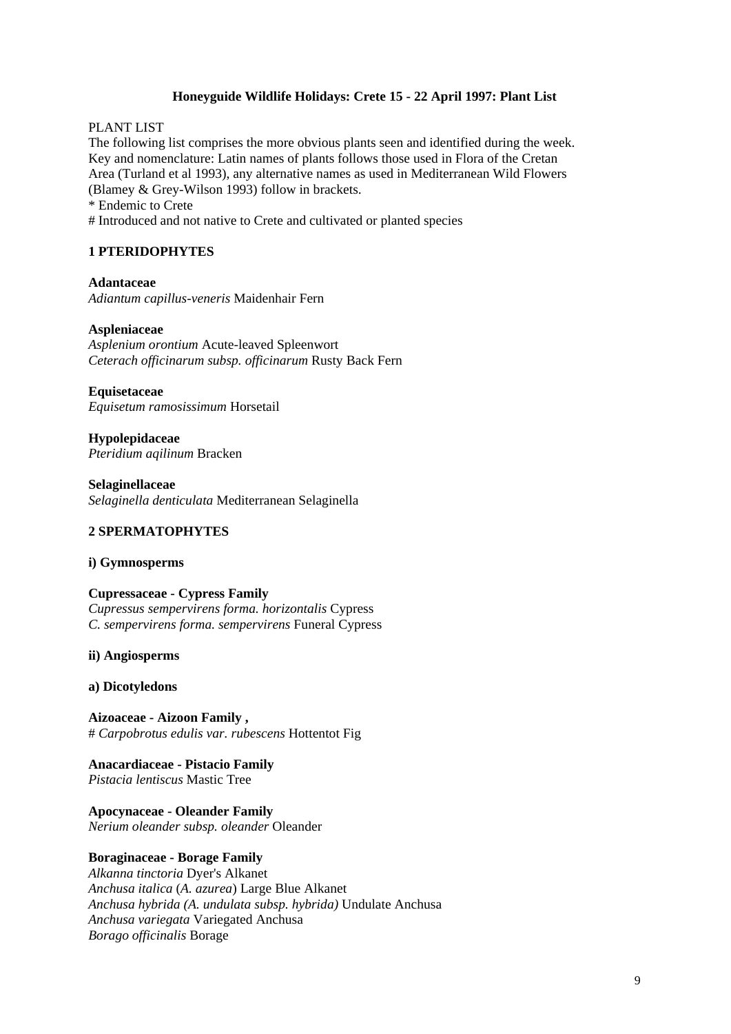**Honeyguide Wildlife Holidays: Crete 15 - 22 April 1997: Plant List**

PLANT LIST

The following list comprises the more obvious plants seen and identified during the week. Key and nomenclature: Latin names of plants follows those used in Flora of the Cretan Area (Turland et al 1993), any alternative names as used in Mediterranean Wild Flowers (Blamey & Grey-Wilson 1993) follow in brackets.

* Endemic to Crete

# Introduced and not native to Crete and cultivated or planted species

## 1 PTERIDOPHYTES

**Adantaceae**

*Adiantum capillus-veneris* Maidenhair Fern

**Aspleniaceae**

*Asplenium orontium* Acute-leaved Spleenwort

*Ceterach officinarum subsp. officinarum* Rusty Back Fern

**Equisetaceae**

*Equisetum ramosissimum* Horsetail

**Hypolepidaceae**

*Pteridium aqilinum* Bracken

**Selaginellaceae**

*Selaginella denticulata* Mediterranean Selaginella

## 2 SPERMATOPHYTES

### i) Gymnosperms

**Cupressaceae - Cypress Family**

*Cupressus sempervirens forma. horizontalis* Cypress

*C. sempervirens forma. sempervirens* Funeral Cypress

### ii) Angiosperms

#### a) Dicotyledons

**Aizoaceae - Aizoon Family ,**

# *Carpobrotus edulis var. rubescens* Hottentot Fig

**Anacardiaceae - Pistacio Family**

*Pistacia lentiscus* Mastic Tree

**Apocynaceae - Oleander Family**

*Nerium oleander subsp. oleander* Oleander

**Boraginaceae - Borage Family**

*Alkanna tinctoria* Dyer's Alkanet

*Anchusa italica* (*A. azurea*) Large Blue Alkanet

*Anchusa hybrida (A. undulata subsp. hybrida)* Undulate Anchusa

*Anchusa variegata* Variegated Anchusa

*Borago officinalis* Borage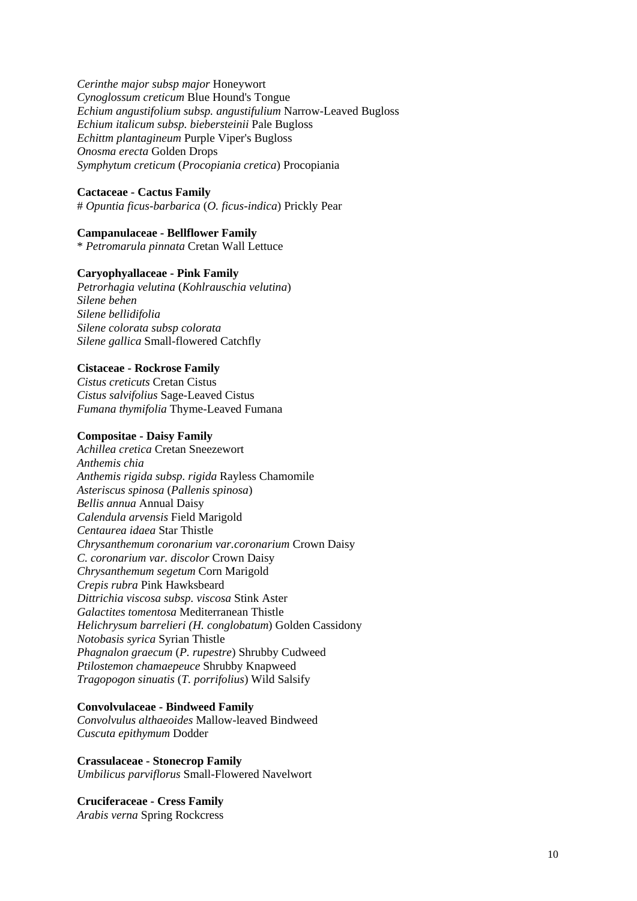*Cerinthe major subsp major* Honeywort
*Cynoglossum creticum* Blue Hound's Tongue
*Echium angustifolium subsp. angustifulium* Narrow-Leaved Bugloss
*Echium italicum subsp. biebersteinii* Pale Bugloss
*Echittm plantagineum* Purple Viper's Bugloss
*Onosma erecta* Golden Drops
*Symphytum creticum* (*Procopiania cretica*) Procopiania

**Cactaceae - Cactus Family**
# *Opuntia ficus-barbarica* (*O. ficus-indica*) Prickly Pear

**Campanulaceae - Bellflower Family**
* *Petromarula pinnata* Cretan Wall Lettuce

**Caryophyallaceae - Pink Family**
*Petrorhagia velutina* (*Kohlrauschia velutina*)
*Silene behen*
*Silene bellidifolia*
*Silene colorata subsp colorata*
*Silene gallica* Small-flowered Catchfly

**Cistaceae - Rockrose Family**
*Cistus creticuts* Cretan Cistus
*Cistus salvifolius* Sage-Leaved Cistus
*Fumana thymifolia* Thyme-Leaved Fumana

**Compositae - Daisy Family**
*Achillea cretica* Cretan Sneezewort
*Anthemis chia*
*Anthemis rigida subsp. rigida* Rayless Chamomile
*Asteriscus spinosa* (*Pallenis spinosa*)
*Bellis annua* Annual Daisy
*Calendula arvensis* Field Marigold
*Centaurea idaea* Star Thistle
*Chrysanthemum coronarium var.coronarium* Crown Daisy
*C. coronarium var. discolor* Crown Daisy
*Chrysanthemum segetum* Corn Marigold
*Crepis rubra* Pink Hawksbeard
*Dittrichia viscosa subsp. viscosa* Stink Aster
*Galactites tomentosa* Mediterranean Thistle
*Helichrysum barrelieri (H. conglobatum*) Golden Cassidony
*Notobasis syrica* Syrian Thistle
*Phagnalon graecum* (*P. rupestre*) Shrubby Cudweed
*Ptilostemon chamaepeuce* Shrubby Knapweed
*Tragopogon sinuatis* (*T. porrifolius*) Wild Salsify

**Convolvulaceae - Bindweed Family**
*Convolvulus althaeoides* Mallow-leaved Bindweed
*Cuscuta epithymum* Dodder

**Crassulaceae - Stonecrop Family**
*Umbilicus parviflorus* Small-Flowered Navelwort

**Cruciferaceae - Cress Family**
*Arabis verna* Spring Rockcress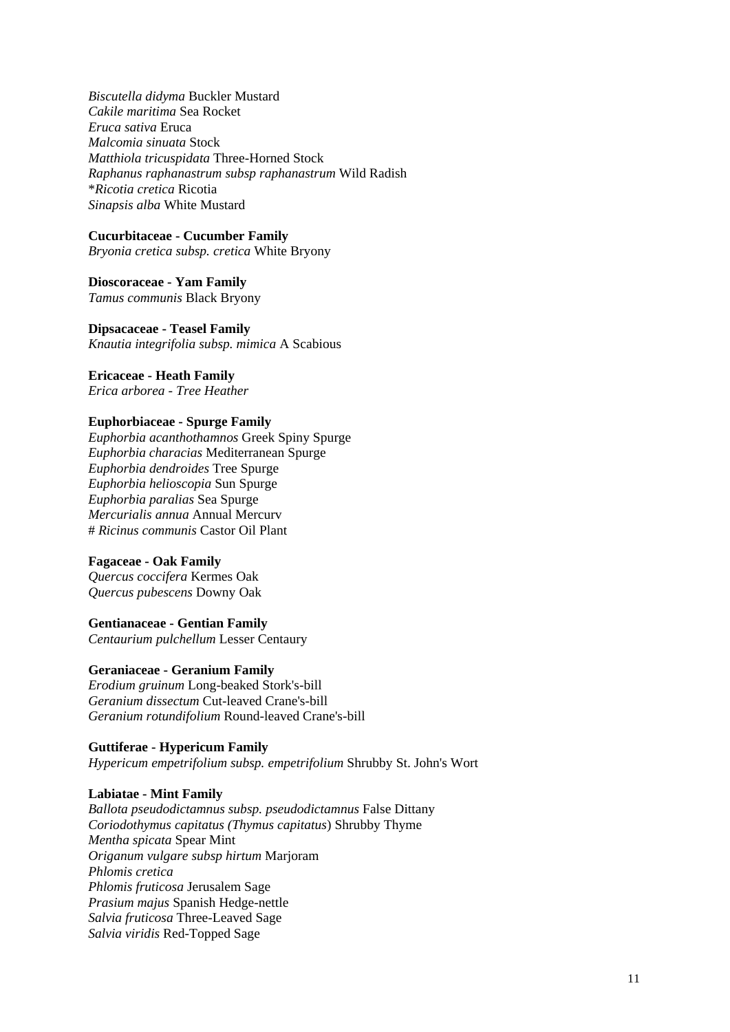*Biscutella didyma* Buckler Mustard
*Cakile maritima* Sea Rocket
*Eruca sativa* Eruca
*Malcomia sinuata* Stock
*Matthiola tricuspidata* Three-Horned Stock
*Raphanus raphanastrum subsp raphanastrum* Wild Radish
**Ricotia cretica* Ricotia
*Sinapsis alba* White Mustard

**Cucurbitaceae - Cucumber Family**
*Bryonia cretica subsp. cretica* White Bryony

**Dioscoraceae - Yam Family**
*Tamus communis* Black Bryony

**Dipsacaceae - Teasel Family**
*Knautia integrifolia subsp. mimica* A Scabious

**Ericaceae - Heath Family**
*Erica arborea - Tree Heather*

**Euphorbiaceae - Spurge Family**
*Euphorbia acanthothamnos* Greek Spiny Spurge
*Euphorbia characias* Mediterranean Spurge
*Euphorbia dendroides* Tree Spurge
*Euphorbia helioscopia* Sun Spurge
*Euphorbia paralias* Sea Spurge
*Mercurialis annua* Annual Mercury
# *Ricinus communis* Castor Oil Plant

**Fagaceae - Oak Family**
*Quercus coccifera* Kermes Oak
*Quercus pubescens* Downy Oak

**Gentianaceae - Gentian Family**
*Centaurium pulchellum* Lesser Centaury

**Geraniaceae - Geranium Family**
*Erodium gruinum* Long-beaked Stork's-bill
*Geranium dissectum* Cut-leaved Crane's-bill
*Geranium rotundifolium* Round-leaved Crane's-bill

**Guttiferae - Hypericum Family**
*Hypericum empetrifolium subsp. empetrifolium* Shrubby St. John's Wort

**Labiatae - Mint Family**
*Ballota pseudodictamnus subsp. pseudodictamnus* False Dittany
*Coriodothymus capitatus (Thymus capitatus*) Shrubby Thyme
*Mentha spicata* Spear Mint
*Origanum vulgare subsp hirtum* Marjoram
*Phlomis cretica*
*Phlomis fruticosa* Jerusalem Sage
*Prasium majus* Spanish Hedge-nettle
*Salvia fruticosa* Three-Leaved Sage
*Salvia viridis* Red-Topped Sage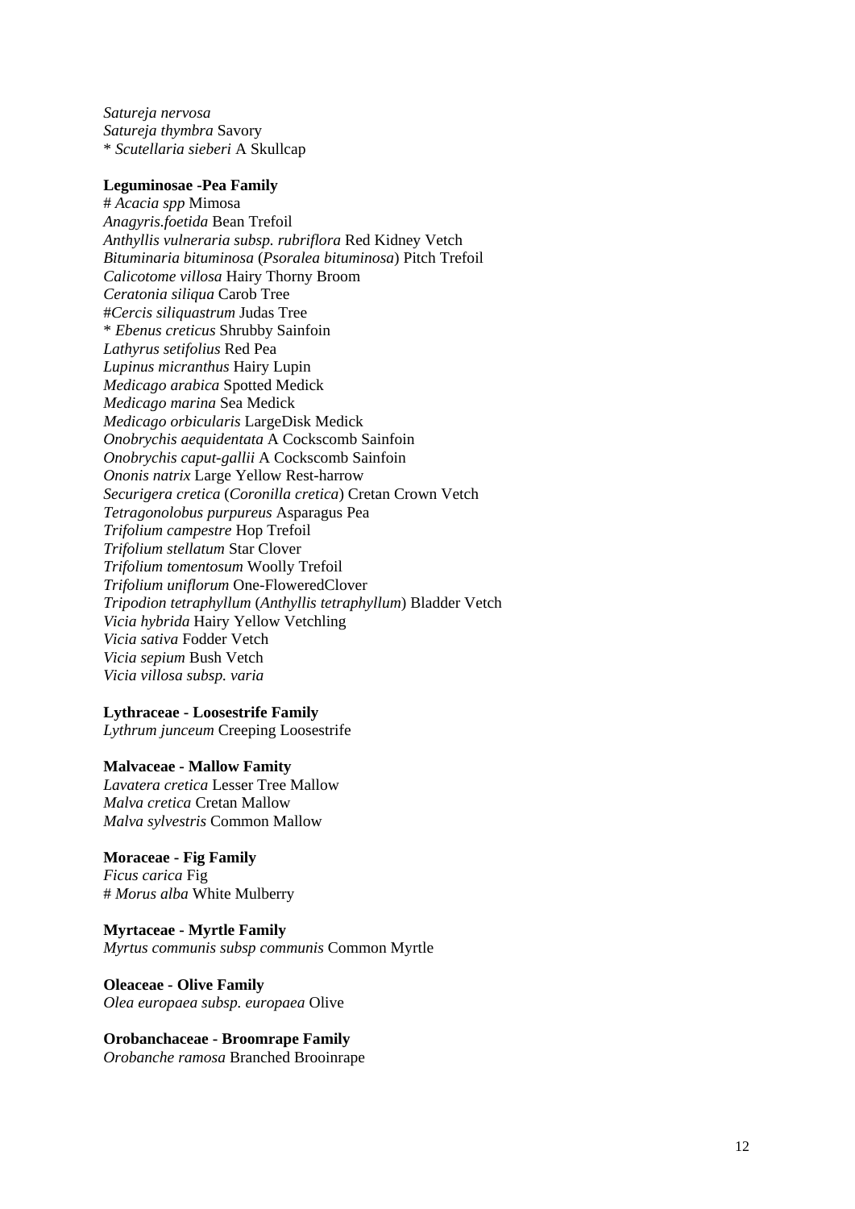*Satureja nervosa*
*Satureja thymbra* Savory
* *Scutellaria sieberi* A Skullcap

**Leguminosae -Pea Family**
# *Acacia spp* Mimosa
*Anagyris.foetida* Bean Trefoil
*Anthyllis vulneraria subsp. rubriflora* Red Kidney Vetch
*Bituminaria bituminosa* (*Psoralea bituminosa*) Pitch Trefoil
*Calicotome villosa* Hairy Thorny Broom
*Ceratonia siliqua* Carob Tree
#*Cercis siliquastrum* Judas Tree
* *Ebenus creticus* Shrubby Sainfoin
*Lathyrus setifolius* Red Pea
*Lupinus micranthus* Hairy Lupin
*Medicago arabica* Spotted Medick
*Medicago marina* Sea Medick
*Medicago orbicularis* LargeDisk Medick
*Onobrychis aequidentata* A Cockscomb Sainfoin
*Onobrychis caput-gallii* A Cockscomb Sainfoin
*Ononis natrix* Large Yellow Rest-harrow
*Securigera cretica* (*Coronilla cretica*) Cretan Crown Vetch
*Tetragonolobus purpureus* Asparagus Pea
*Trifolium campestre* Hop Trefoil
*Trifolium stellatum* Star Clover
*Trifolium tomentosum* Woolly Trefoil
*Trifolium uniflorum* One-FloweredClover
*Tripodion tetraphyllum* (*Anthyllis tetraphyllum*) Bladder Vetch
*Vicia hybrida* Hairy Yellow Vetchling
*Vicia sativa* Fodder Vetch
*Vicia sepium* Bush Vetch
*Vicia villosa subsp. varia*

**Lythraceae - Loosestrife Family**
*Lythrum junceum* Creeping Loosestrife

**Malvaceae - Mallow Famity**
*Lavatera cretica* Lesser Tree Mallow
*Malva cretica* Cretan Mallow
*Malva sylvestris* Common Mallow

**Moraceae - Fig Family**
*Ficus carica* Fig
# *Morus alba* White Mulberry

**Myrtaceae - Myrtle Family**
*Myrtus communis subsp communis* Common Myrtle

**Oleaceae - Olive Family**
*Olea europaea subsp. europaea* Olive

**Orobanchaceae - Broomrape Family**
*Orobanche ramosa* Branched Brooinrape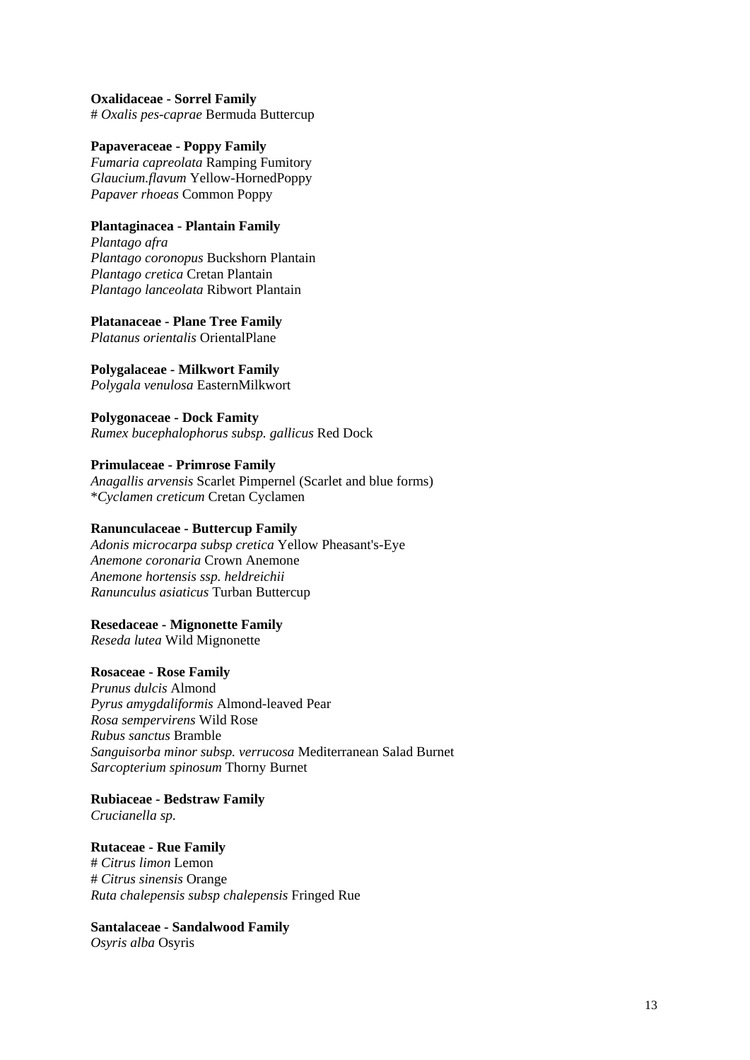**Oxalidaceae - Sorrel Family**
# *Oxalis pes-caprae* Bermuda Buttercup

**Papaveraceae - Poppy Family**
*Fumaria capreolata* Ramping Fumitory
*Glaucium.flavum* Yellow-HornedPoppy
*Papaver rhoeas* Common Poppy

**Plantaginacea - Plantain Family**
*Plantago afra*
*Plantago coronopus* Buckshorn Plantain
*Plantago cretica* Cretan Plantain
*Plantago lanceolata* Ribwort Plantain

**Platanaceae - Plane Tree Family**
*Platanus orientalis* OrientalPlane

**Polygalaceae - Milkwort Family**
*Polygala venulosa* EasternMilkwort

**Polygonaceae - Dock Famity**
*Rumex bucephalophorus subsp. gallicus* Red Dock

**Primulaceae - Primrose Family**
*Anagallis arvensis* Scarlet Pimpernel (Scarlet and blue forms)
**Cyclamen creticum* Cretan Cyclamen

**Ranunculaceae - Buttercup Family**
*Adonis microcarpa subsp cretica* Yellow Pheasant's-Eye
*Anemone coronaria* Crown Anemone
*Anemone hortensis ssp. heldreichii*
*Ranunculus asiaticus* Turban Buttercup

**Resedaceae - Mignonette Family**
*Reseda lutea* Wild Mignonette

**Rosaceae - Rose Family**
*Prunus dulcis* Almond
*Pyrus amygdaliformis* Almond-leaved Pear
*Rosa sempervirens* Wild Rose
*Rubus sanctus* Bramble
*Sanguisorba minor subsp. verrucosa* Mediterranean Salad Burnet
*Sarcopterium spinosum* Thorny Burnet

**Rubiaceae - Bedstraw Family**
*Crucianella sp.*

**Rutaceae - Rue Family**
# *Citrus limon* Lemon
# *Citrus sinensis* Orange
*Ruta chalepensis subsp chalepensis* Fringed Rue

**Santalaceae - Sandalwood Family**
*Osyris alba* Osyris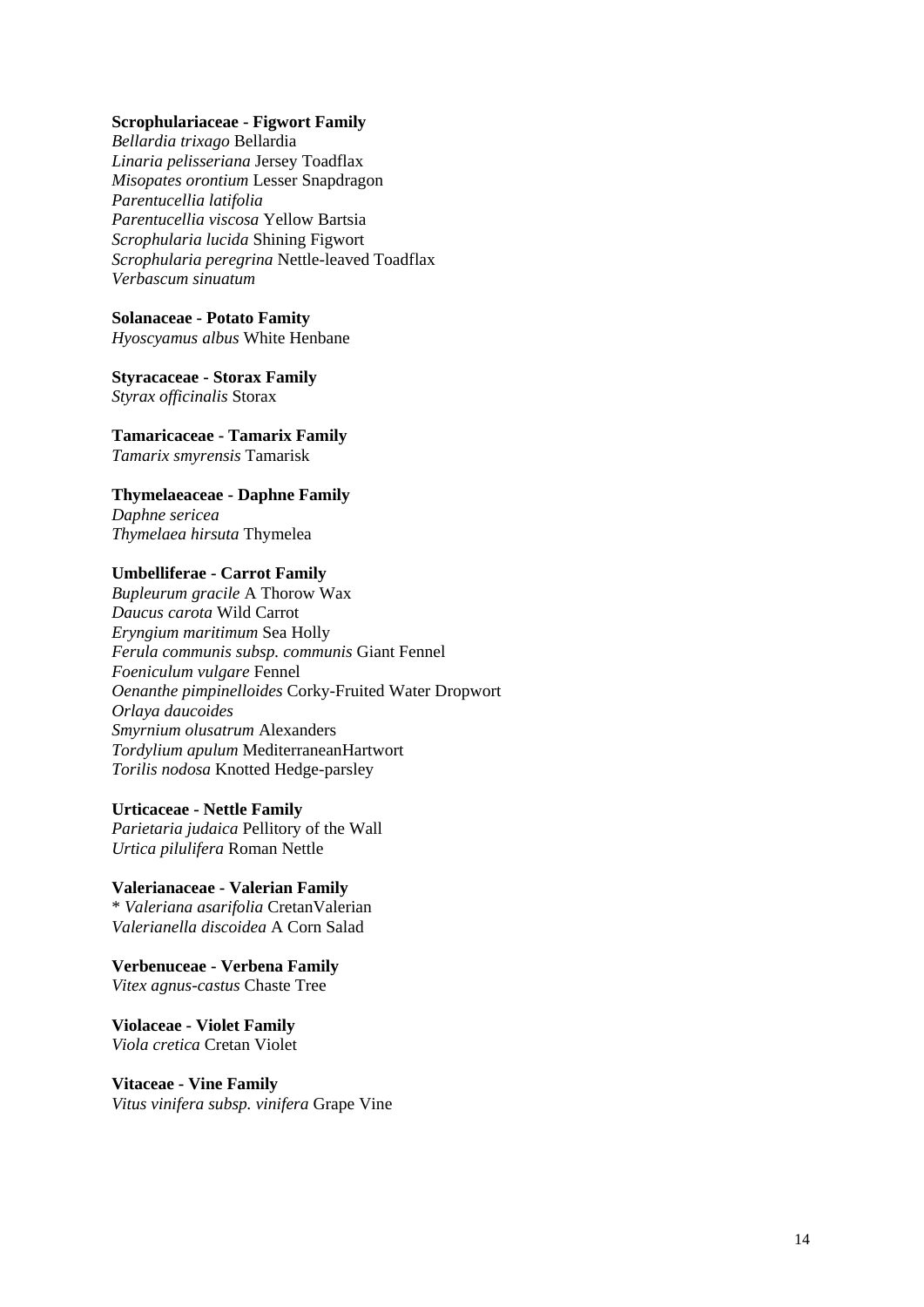**Scrophulariaceae - Figwort Family**
*Bellardia trixago* Bellardia
*Linaria pelisseriana* Jersey Toadflax
*Misopates orontium* Lesser Snapdragon
*Parentucellia latifolia*
*Parentucellia viscosa* Yellow Bartsia
*Scrophularia lucida* Shining Figwort
*Scrophularia peregrina* Nettle-leaved Toadflax
*Verbascum sinuatum*

**Solanaceae - Potato Famity**
*Hyoscyamus albus* White Henbane

**Styracaceae - Storax Family**
*Styrax officinalis* Storax

**Tamaricaceae - Tamarix Family**
*Tamarix smyrensis* Tamarisk

**Thymelaeaceae - Daphne Family**
*Daphne sericea*
*Thymelaea hirsuta* Thymelea

**Umbelliferae - Carrot Family**
*Bupleurum gracile* A Thorow Wax
*Daucus carota* Wild Carrot
*Eryngium maritimum* Sea Holly
*Ferula communis subsp. communis* Giant Fennel
*Foeniculum vulgare* Fennel
*Oenanthe pimpinelloides* Corky-Fruited Water Dropwort
*Orlaya daucoides*
*Smyrnium olusatrum* Alexanders
*Tordylium apulum* MediterraneanHartwort
*Torilis nodosa* Knotted Hedge-parsley

**Urticaceae - Nettle Family**
*Parietaria judaica* Pellitory of the Wall
*Urtica pilulifera* Roman Nettle

**Valerianaceae - Valerian Family**
* *Valeriana asarifolia* CretanValerian
*Valerianella discoidea* A Corn Salad

**Verbenuceae - Verbena Family**
*Vitex agnus-castus* Chaste Tree

**Violaceae - Violet Family**
*Viola cretica* Cretan Violet

**Vitaceae - Vine Family**
*Vitus vinifera subsp. vinifera* Grape Vine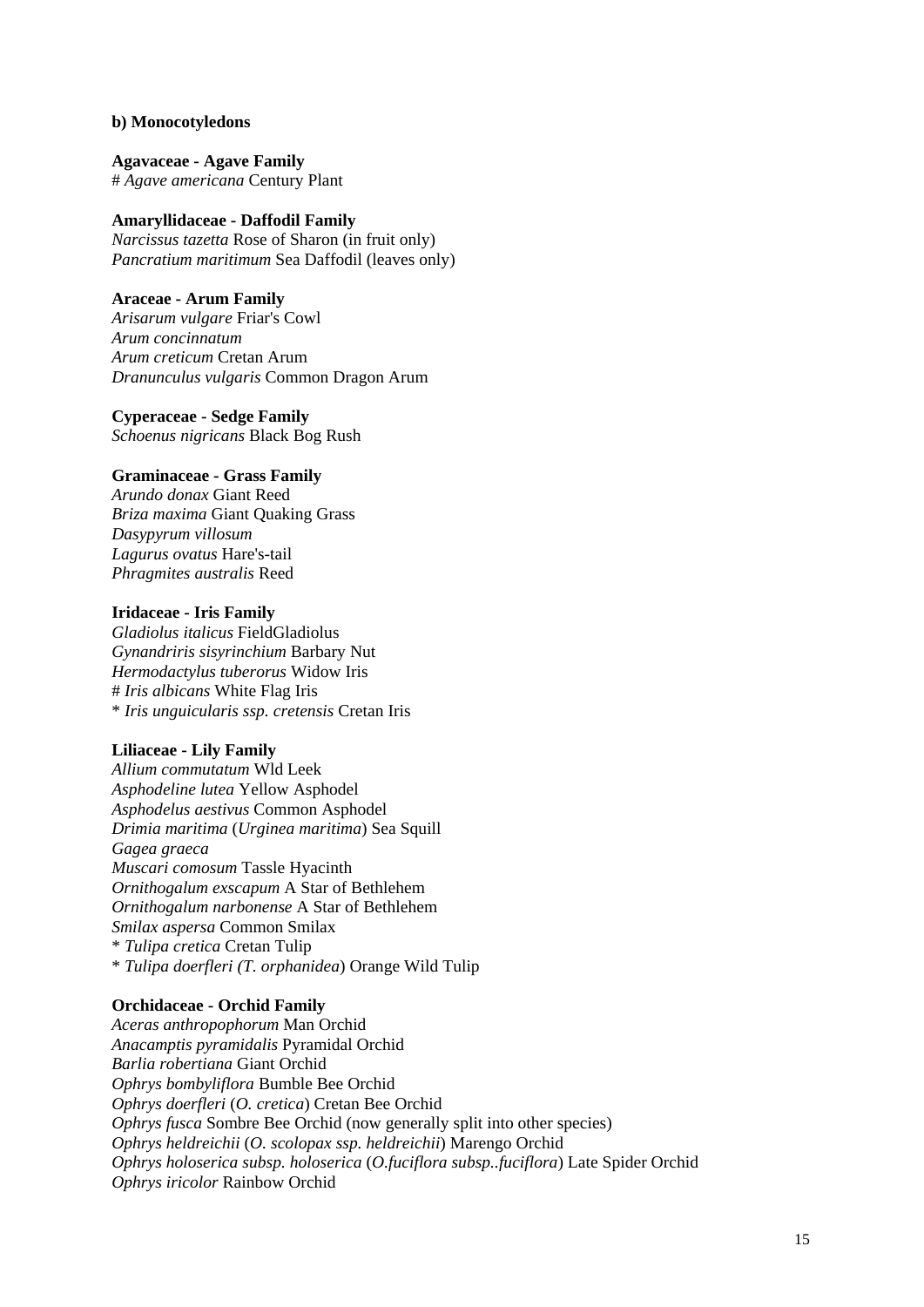**b) Monocotyledons**

**Agavaceae - Agave Family**
# *Agave americana* Century Plant

**Amaryllidaceae - Daffodil Family**
*Narcissus tazetta* Rose of Sharon (in fruit only)
*Pancratium maritimum* Sea Daffodil (leaves only)

**Araceae - Arum Family**
*Arisarum vulgare* Friar's Cowl
*Arum concinnatum*
*Arum creticum* Cretan Arum
*Dranunculus vulgaris* Common Dragon Arum

**Cyperaceae - Sedge Family**
*Schoenus nigricans* Black Bog Rush

**Graminaceae - Grass Family**
*Arundo donax* Giant Reed
*Briza maxima* Giant Quaking Grass
*Dasypyrum villosum*
*Lagurus ovatus* Hare's-tail
*Phragmites australis* Reed

**Iridaceae - Iris Family**
*Gladiolus italicus* FieldGladiolus
*Gynandriris sisyrinchium* Barbary Nut
*Hermodactylus tuberorus* Widow Iris
# *Iris albicans* White Flag Iris
* *Iris unguicularis ssp. cretensis* Cretan Iris

**Liliaceae - Lily Family**
*Allium commutatum* Wld Leek
*Asphodeline lutea* Yellow Asphodel
*Asphodelus aestivus* Common Asphodel
*Drimia maritima* (*Urginea maritima*) Sea Squill
*Gagea graeca*
*Muscari comosum* Tassle Hyacinth
*Ornithogalum exscapum* A Star of Bethlehem
*Ornithogalum narbonense* A Star of Bethlehem
*Smilax aspersa* Common Smilax
* *Tulipa cretica* Cretan Tulip
* *Tulipa doerfleri (T. orphanidea*) Orange Wild Tulip

**Orchidaceae - Orchid Family**
*Aceras anthropophorum* Man Orchid
*Anacamptis pyramidalis* Pyramidal Orchid
*Barlia robertiana* Giant Orchid
*Ophrys bombyliflora* Bumble Bee Orchid
*Ophrys doerfleri* (*O. cretica*) Cretan Bee Orchid
*Ophrys fusca* Sombre Bee Orchid (now generally split into other species)
*Ophrys heldreichii* (*O. scolopax ssp. heldreichii*) Marengo Orchid
*Ophrys holoserica subsp. holoserica* (*O.fuciflora subsp..fuciflora*) Late Spider Orchid
*Ophrys iricolor* Rainbow Orchid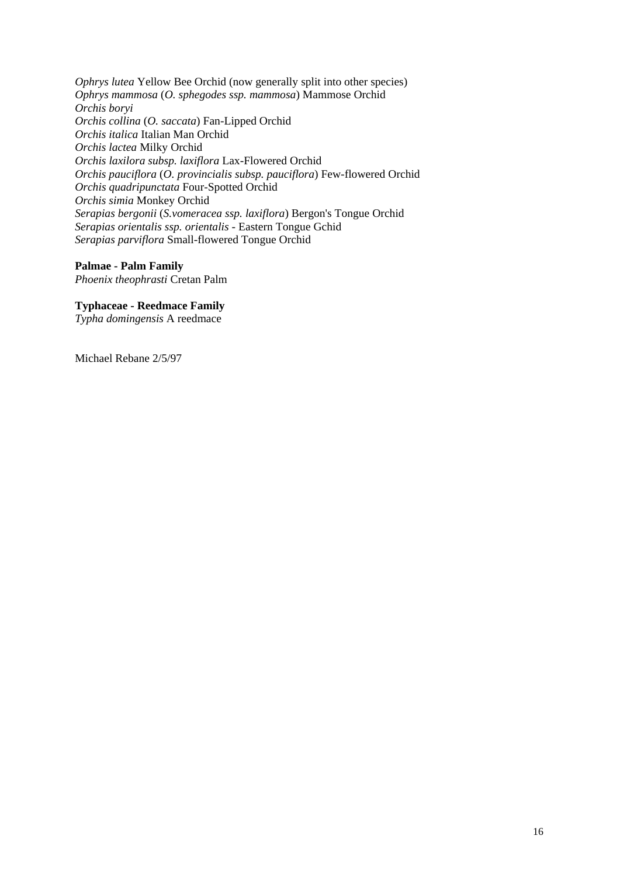*Ophrys lutea* Yellow Bee Orchid (now generally split into other species)
*Ophrys mammosa* (*O. sphegodes ssp. mammosa*) Mammose Orchid
*Orchis boryi*
*Orchis collina* (*O. saccata*) Fan-Lipped Orchid
*Orchis italica* Italian Man Orchid
*Orchis lactea* Milky Orchid
*Orchis laxilora subsp. laxiflora* Lax-Flowered Orchid
*Orchis pauciflora* (*O. provincialis subsp. pauciflora*) Few-flowered Orchid
*Orchis quadripunctata* Four-Spotted Orchid
*Orchis simia* Monkey Orchid
*Serapias bergonii* (*S.vomeracea ssp. laxiflora*) Bergon's Tongue Orchid
*Serapias orientalis ssp. orientalis* - Eastern Tongue Gchid
*Serapias parviflora* Small-flowered Tongue Orchid

**Palmae - Palm Family**
*Phoenix theophrasti* Cretan Palm

**Typhaceae - Reedmace Family**
*Typha domingensis* A reedmace

Michael Rebane 2/5/97